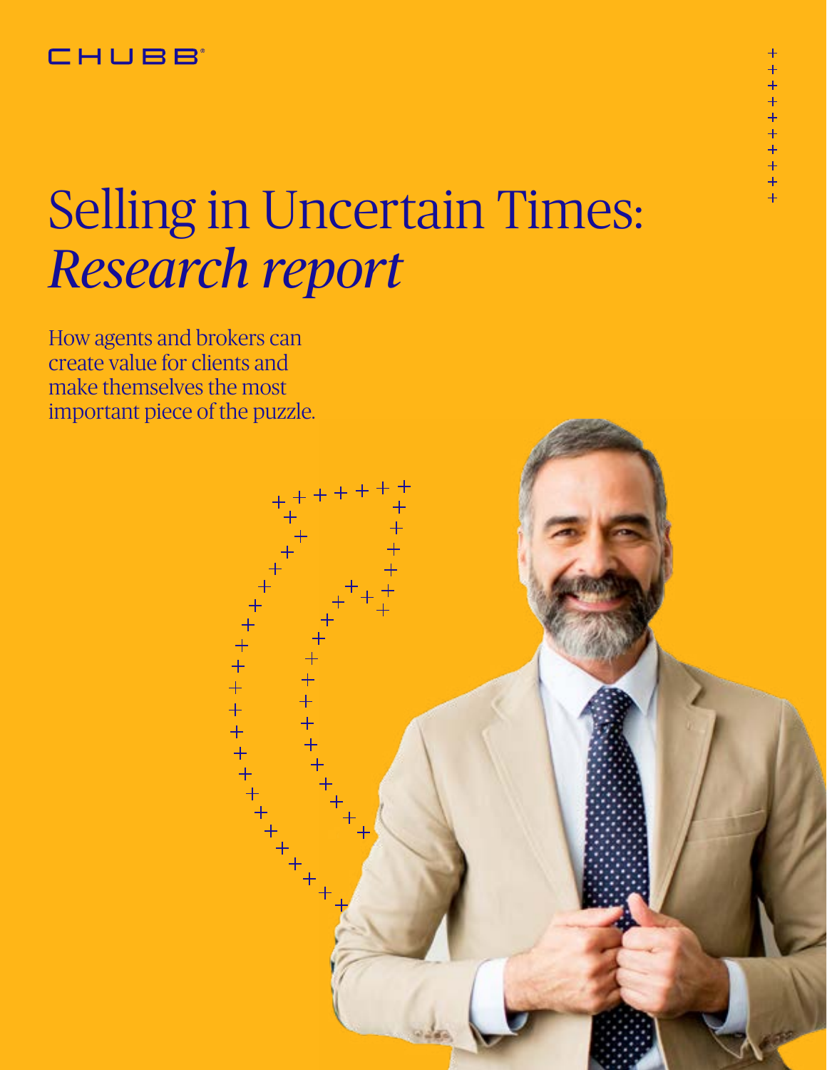CHUBB

# Selling in Uncertain Times: *Research report*

How agents and brokers can create value for clients and make themselves the most important piece of the puzzle.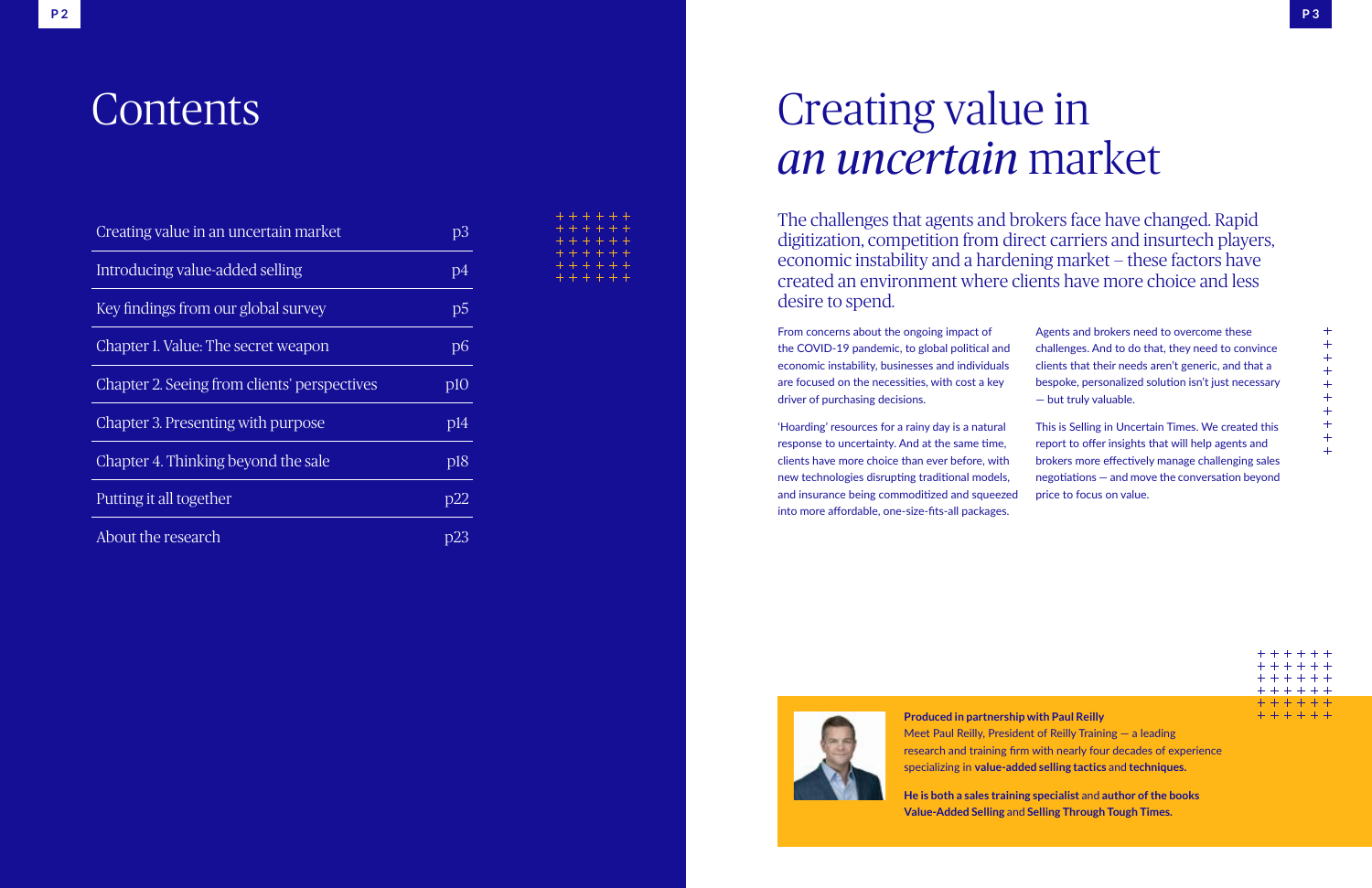# Contents

| | |
|---|---|
| Creating value in an uncertain market | p3 |
| Introducing value-added selling | p4 |
| Key findings from our global survey | p5 |
| Chapter 1. Value: The secret weapon | p6 |
| Chapter 2. Seeing from clients' perspectives | p10 |
| Chapter 3. Presenting with purpose | p14 |
| Chapter 4. Thinking beyond the sale | p18 |
| Putting it all together | p22 |
| About the research | p23 |

# Creating value in *an uncertain* market

The challenges that agents and brokers face have changed. Rapid digitization, competition from direct carriers and insurtech players, economic instability and a hardening market – these factors have created an environment where clients have more choice and less desire to spend.

From concerns about the ongoing impact of the COVID-19 pandemic, to global political and economic instability, businesses and individuals are focused on the necessities, with cost a key driver of purchasing decisions.

'Hoarding' resources for a rainy day is a natural response to uncertainty. And at the same time, clients have more choice than ever before, with new technologies disrupting traditional models, and insurance being commoditized and squeezed into more affordable, one-size-fits-all packages.

Agents and brokers need to overcome these challenges. And to do that, they need to convince clients that their needs aren't generic, and that a bespoke, personalized solution isn't just necessary — but truly valuable.

This is Selling in Uncertain Times. We created this report to offer insights that will help agents and brokers more effectively manage challenging sales negotiations — and move the conversation beyond price to focus on value.

**Produced in partnership with Paul Reilly**
Meet Paul Reilly, President of Reilly Training — a leading research and training firm with nearly four decades of experience specializing in **value-added selling tactics** and **techniques.**

**He is both a sales training specialist** and **author of the books Value-Added Selling** and **Selling Through Tough Times.**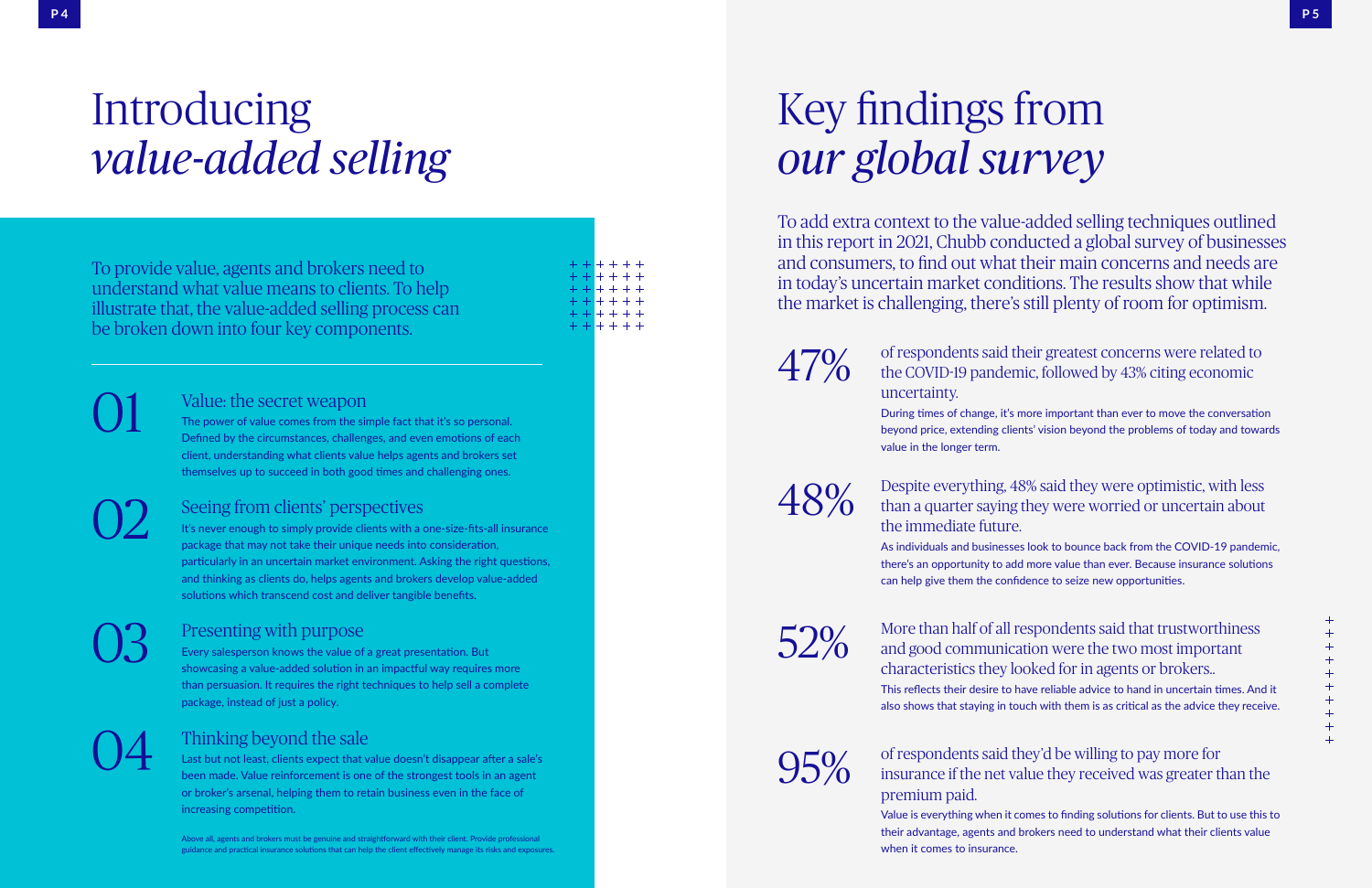# Introducing *value-added selling*

To provide value, agents and brokers need to understand what value means to clients. To help illustrate that, the value-added selling process can be broken down into four key components.

## 01 Value: the secret weapon

The power of value comes from the simple fact that it's so personal. Defined by the circumstances, challenges, and even emotions of each client, understanding what clients value helps agents and brokers set themselves up to succeed in both good times and challenging ones.

## 02 Seeing from clients' perspectives

It's never enough to simply provide clients with a one-size-fits-all insurance package that may not take their unique needs into consideration, particularly in an uncertain market environment. Asking the right questions, and thinking as clients do, helps agents and brokers develop value-added solutions which transcend cost and deliver tangible benefits.

## 03 Presenting with purpose

Every salesperson knows the value of a great presentation. But showcasing a value-added solution in an impactful way requires more than persuasion. It requires the right techniques to help sell a complete package, instead of just a policy.

## 04 Thinking beyond the sale

Last but not least, clients expect that value doesn't disappear after a sale's been made. Value reinforcement is one of the strongest tools in an agent or broker's arsenal, helping them to retain business even in the face of increasing competition.

Above all, agents and brokers must be genuine and straightforward with their client. Provide professional guidance and practical insurance solutions that can help the client effectively manage its risks and exposures.

# Key findings from *our global survey*

To add extra context to the value-added selling techniques outlined in this report in 2021, Chubb conducted a global survey of businesses and consumers, to find out what their main concerns and needs are in today's uncertain market conditions. The results show that while the market is challenging, there's still plenty of room for optimism.

**47%** of respondents said their greatest concerns were related to the COVID-19 pandemic, followed by 43% citing economic uncertainty.

During times of change, it's more important than ever to move the conversation beyond price, extending clients' vision beyond the problems of today and towards value in the longer term.

**48%** Despite everything, 48% said they were optimistic, with less than a quarter saying they were worried or uncertain about the immediate future.

As individuals and businesses look to bounce back from the COVID-19 pandemic, there's an opportunity to add more value than ever. Because insurance solutions can help give them the confidence to seize new opportunities.

**52%** More than half of all respondents said that trustworthiness and good communication were the two most important characteristics they looked for in agents or brokers..

This reflects their desire to have reliable advice to hand in uncertain times. And it also shows that staying in touch with them is as critical as the advice they receive.

**95%** of respondents said they'd be willing to pay more for insurance if the net value they received was greater than the premium paid.

Value is everything when it comes to finding solutions for clients. But to use this to their advantage, agents and brokers need to understand what their clients value when it comes to insurance.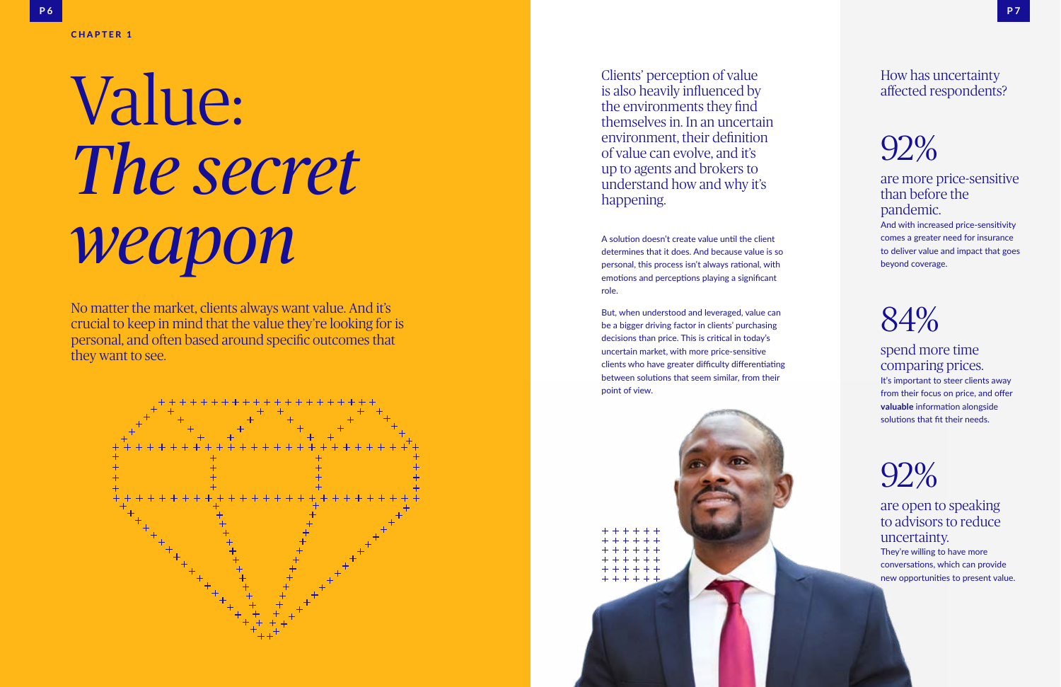CHAPTER 1

# Value: *The secret weapon*

No matter the market, clients always want value. And it's crucial to keep in mind that the value they're looking for is personal, and often based around specific outcomes that they want to see.

Clients' perception of value is also heavily influenced by the environments they find themselves in. In an uncertain environment, their definition of value can evolve, and it's up to agents and brokers to understand how and why it's happening.

A solution doesn't create value until the client determines that it does. And because value is so personal, this process isn't always rational, with emotions and perceptions playing a significant role.

But, when understood and leveraged, value can be a bigger driving factor in clients' purchasing decisions than price. This is critical in today's uncertain market, with more price-sensitive clients who have greater difficulty differentiating between solutions that seem similar, from their point of view.

## How has uncertainty affected respondents?

### 92%

are more price-sensitive than before the pandemic.

And with increased price-sensitivity comes a greater need for insurance to deliver value and impact that goes beyond coverage.

### 84%

spend more time comparing prices.

It's important to steer clients away from their focus on price, and offer **valuable** information alongside solutions that fit their needs.

### 92%

are open to speaking to advisors to reduce uncertainty.

They're willing to have more conversations, which can provide new opportunities to present value.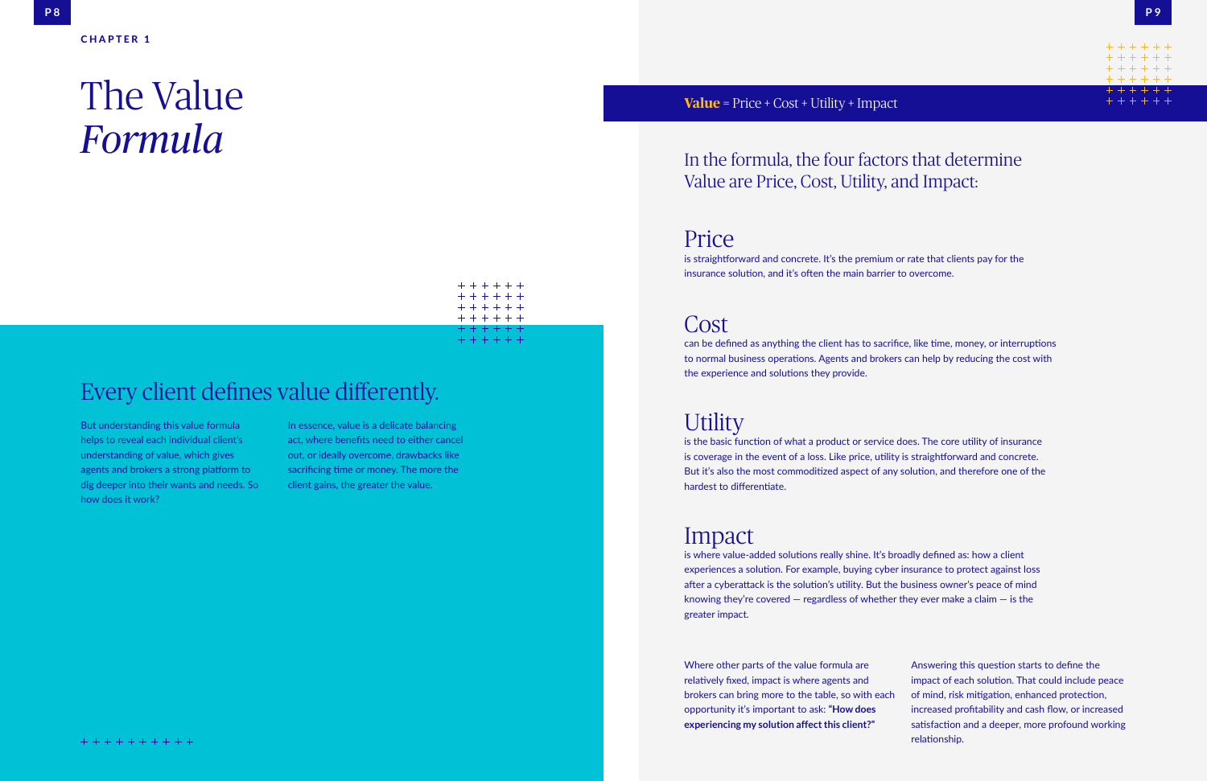CHAPTER 1

# The Value *Formula*

## Every client defines value differently.

But understanding this value formula helps to reveal each individual client's understanding of value, which gives agents and brokers a strong platform to dig deeper into their wants and needs. So how does it work?

In essence, value is a delicate balancing act, where benefits need to either cancel out, or ideally overcome, drawbacks like sacrificing time or money. The more the client gains, the greater the value.

**Value** = Price + Cost + Utility + Impact

In the formula, the four factors that determine Value are Price, Cost, Utility, and Impact:

## Price

is straightforward and concrete. It's the premium or rate that clients pay for the insurance solution, and it's often the main barrier to overcome.

## Cost

can be defined as anything the client has to sacrifice, like time, money, or interruptions to normal business operations. Agents and brokers can help by reducing the cost with the experience and solutions they provide.

## Utility

is the basic function of what a product or service does. The core utility of insurance is coverage in the event of a loss. Like price, utility is straightforward and concrete. But it's also the most commoditized aspect of any solution, and therefore one of the hardest to differentiate.

## Impact

is where value-added solutions really shine. It's broadly defined as: how a client experiences a solution. For example, buying cyber insurance to protect against loss after a cyberattack is the solution's utility. But the business owner's peace of mind knowing they're covered — regardless of whether they ever make a claim — is the greater impact.

Where other parts of the value formula are relatively fixed, impact is where agents and brokers can bring more to the table, so with each opportunity it's important to ask: **"How does experiencing my solution affect this client?"**

Answering this question starts to define the impact of each solution. That could include peace of mind, risk mitigation, enhanced protection, increased profitability and cash flow, or increased satisfaction and a deeper, more profound working relationship.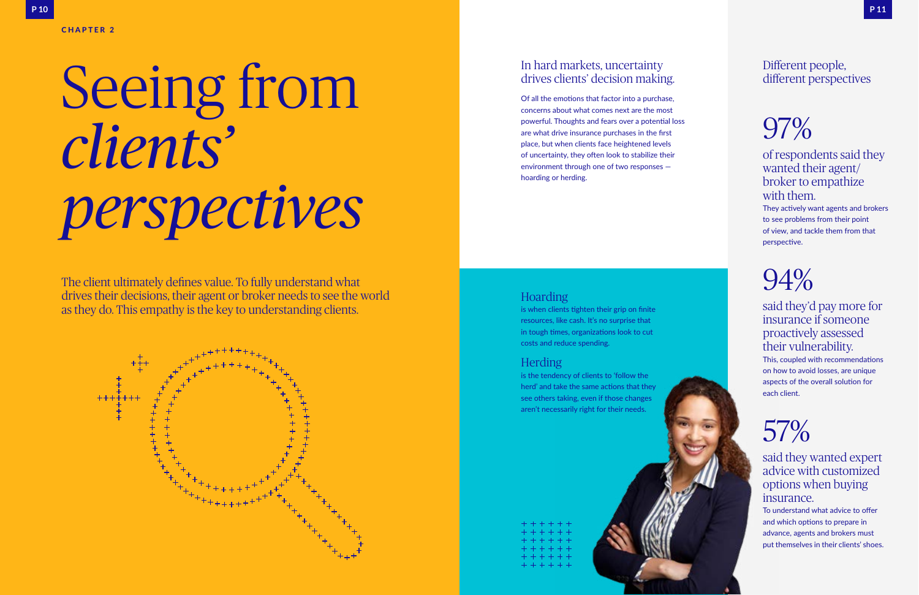CHAPTER 2

# Seeing from *clients' perspectives*

The client ultimately defines value. To fully understand what drives their decisions, their agent or broker needs to see the world as they do. This empathy is the key to understanding clients.

## In hard markets, uncertainty drives clients' decision making.

Of all the emotions that factor into a purchase, concerns about what comes next are the most powerful. Thoughts and fears over a potential loss are what drive insurance purchases in the first place, but when clients face heightened levels of uncertainty, they often look to stabilize their environment through one of two responses — hoarding or herding.

### Hoarding

is when clients tighten their grip on finite resources, like cash. It's no surprise that in tough times, organizations look to cut costs and reduce spending.

### Herding

is the tendency of clients to 'follow the herd' and take the same actions that they see others taking, even if those changes aren't necessarily right for their needs.

## Different people, different perspectives

### 97%

of respondents said they wanted their agent/broker to empathize with them.

They actively want agents and brokers to see problems from their point of view, and tackle them from that perspective.

### 94%

said they'd pay more for insurance if someone proactively assessed their vulnerability.

This, coupled with recommendations on how to avoid losses, are unique aspects of the overall solution for each client.

### 57%

said they wanted expert advice with customized options when buying insurance.

To understand what advice to offer and which options to prepare in advance, agents and brokers must put themselves in their clients' shoes.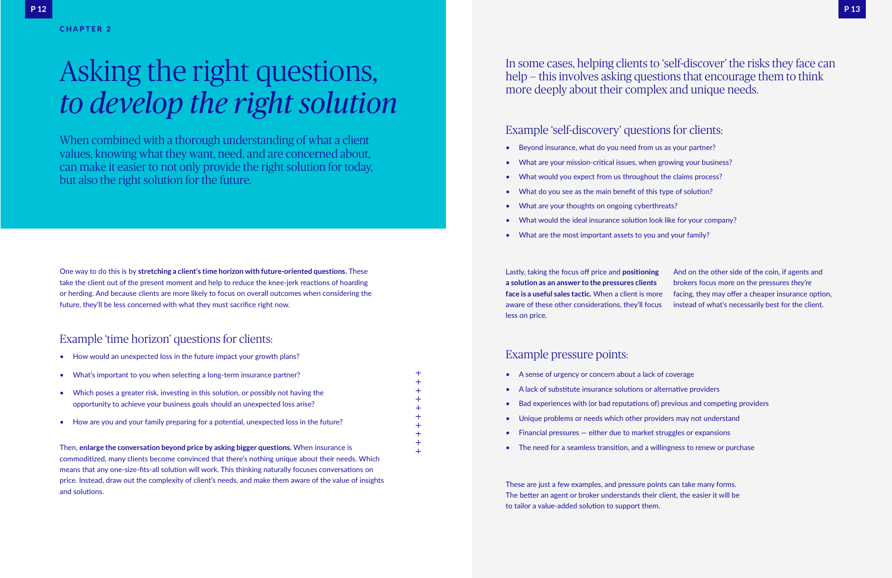CHAPTER 2

# Asking the right questions, *to develop the right solution*

When combined with a thorough understanding of what a client values, knowing what they want, need, and are concerned about, can make it easier to not only provide the right solution for today, but also the right solution for the future.

One way to do this is by **stretching a client's time horizon with future-oriented questions.** These take the client out of the present moment and help to reduce the knee-jerk reactions of hoarding or herding. And because clients are more likely to focus on overall outcomes when considering the future, they'll be less concerned with what they must sacrifice right now.

## Example 'time horizon' questions for clients:

- How would an unexpected loss in the future impact your growth plans?
- What's important to you when selecting a long-term insurance partner?
- Which poses a greater risk, investing in this solution, or possibly not having the opportunity to achieve your business goals should an unexpected loss arise?
- How are you and your family preparing for a potential, unexpected loss in the future?

Then, **enlarge the conversation beyond price by asking bigger questions.** When insurance is commoditized, many clients become convinced that there's nothing unique about their needs. Which means that any one-size-fits-all solution will work. This thinking naturally focuses conversations on price. Instead, draw out the complexity of client's needs, and make them aware of the value of insights and solutions.

In some cases, helping clients to 'self-discover' the risks they face can help – this involves asking questions that encourage them to think more deeply about their complex and unique needs.

## Example 'self-discovery' questions for clients:

- Beyond insurance, what do you need from us as your partner?
- What are your mission-critical issues, when growing your business?
- What would you expect from us throughout the claims process?
- What do you see as the main benefit of this type of solution?
- What are your thoughts on ongoing cyberthreats?
- What would the ideal insurance solution look like for your company?
- What are the most important assets to you and your family?

Lastly, taking the focus off price and **positioning a solution as an answer to the pressures clients face is a useful sales tactic.** When a client is more aware of these other considerations, they'll focus less on price.

And on the other side of the coin, if agents and brokers focus more on the pressures *they're* facing, they may offer a cheaper insurance option, instead of what's necessarily best for the client.

## Example pressure points:

- A sense of urgency or concern about a lack of coverage
- A lack of substitute insurance solutions or alternative providers
- Bad experiences with (or bad reputations of) previous and competing providers
- Unique problems or needs which other providers may not understand
- Financial pressures — either due to market struggles or expansions
- The need for a seamless transition, and a willingness to renew or purchase

These are just a few examples, and pressure points can take many forms. The better an agent or broker understands their client, the easier it will be to tailor a value-added solution to support them.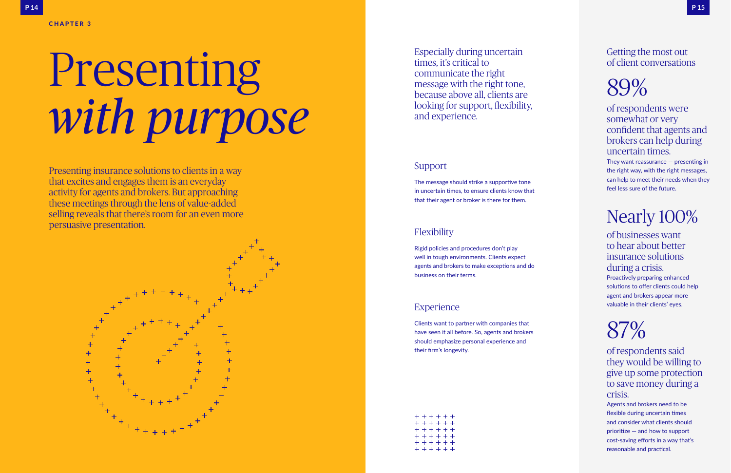CHAPTER 3

# Presenting *with purpose*

Presenting insurance solutions to clients in a way that excites and engages them is an everyday activity for agents and brokers. But approaching these meetings through the lens of value-added selling reveals that there's room for an even more persuasive presentation.

Especially during uncertain times, it's critical to communicate the right message with the right tone, because above all, clients are looking for support, flexibility, and experience.

## Support

The message should strike a supportive tone in uncertain times, to ensure clients know that that their agent or broker is there for them.

## Flexibility

Rigid policies and procedures don't play well in tough environments. Clients expect agents and brokers to make exceptions and do business on their terms.

## Experience

Clients want to partner with companies that have seen it all before. So, agents and brokers should emphasize personal experience and their firm's longevity.

## Getting the most out of client conversations

### 89%

of respondents were somewhat or very confident that agents and brokers can help during uncertain times.

They want reassurance — presenting in the right way, with the right messages, can help to meet their needs when they feel less sure of the future.

### Nearly 100%

of businesses want to hear about better insurance solutions during a crisis.

Proactively preparing enhanced solutions to offer clients could help agent and brokers appear more valuable in their clients' eyes.

### 87%

of respondents said they would be willing to give up some protection to save money during a crisis.

Agents and brokers need to be flexible during uncertain times and consider what clients should prioritize — and how to support cost-saving efforts in a way that's reasonable and practical.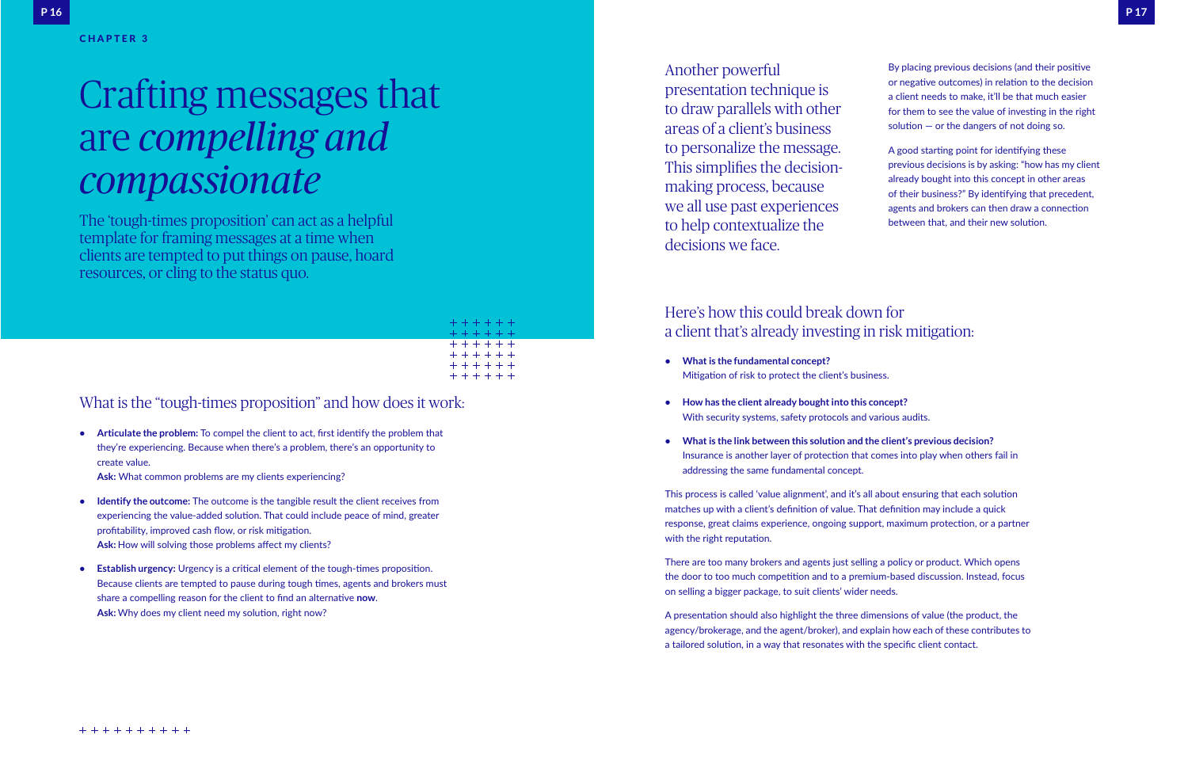CHAPTER 3

# Crafting messages that are *compelling and compassionate*

The 'tough-times proposition' can act as a helpful template for framing messages at a time when clients are tempted to put things on pause, hoard resources, or cling to the status quo.

## What is the "tough-times proposition" and how does it work:

- **Articulate the problem:** To compel the client to act, first identify the problem that they're experiencing. Because when there's a problem, there's an opportunity to create value.
  **Ask:** What common problems are my clients experiencing?

- **Identify the outcome:** The outcome is the tangible result the client receives from experiencing the value-added solution. That could include peace of mind, greater profitability, improved cash flow, or risk mitigation.
  **Ask:** How will solving those problems affect my clients?

- **Establish urgency:** Urgency is a critical element of the tough-times proposition. Because clients are tempted to pause during tough times, agents and brokers must share a compelling reason for the client to find an alternative **now**.
  **Ask:** Why does my client need my solution, right now?

Another powerful presentation technique is to draw parallels with other areas of a client's business to personalize the message. This simplifies the decision-making process, because we all use past experiences to help contextualize the decisions we face.

By placing previous decisions (and their positive or negative outcomes) in relation to the decision a client needs to make, it'll be that much easier for them to see the value of investing in the right solution — or the dangers of not doing so.

A good starting point for identifying these previous decisions is by asking: "how has my client already bought into this concept in other areas of their business?" By identifying that precedent, agents and brokers can then draw a connection between that, and their new solution.

## Here's how this could break down for a client that's already investing in risk mitigation:

- **What is the fundamental concept?**
  Mitigation of risk to protect the client's business.

- **How has the client already bought into this concept?**
  With security systems, safety protocols and various audits.

- **What is the link between this solution and the client's previous decision?**
  Insurance is another layer of protection that comes into play when others fail in addressing the same fundamental concept.

This process is called 'value alignment', and it's all about ensuring that each solution matches up with a client's definition of value. That definition may include a quick response, great claims experience, ongoing support, maximum protection, or a partner with the right reputation.

There are too many brokers and agents just selling a policy or product. Which opens the door to too much competition and to a premium-based discussion. Instead, focus on selling a bigger package, to suit clients' wider needs.

A presentation should also highlight the three dimensions of value (the product, the agency/brokerage, and the agent/broker), and explain how each of these contributes to a tailored solution, in a way that resonates with the specific client contact.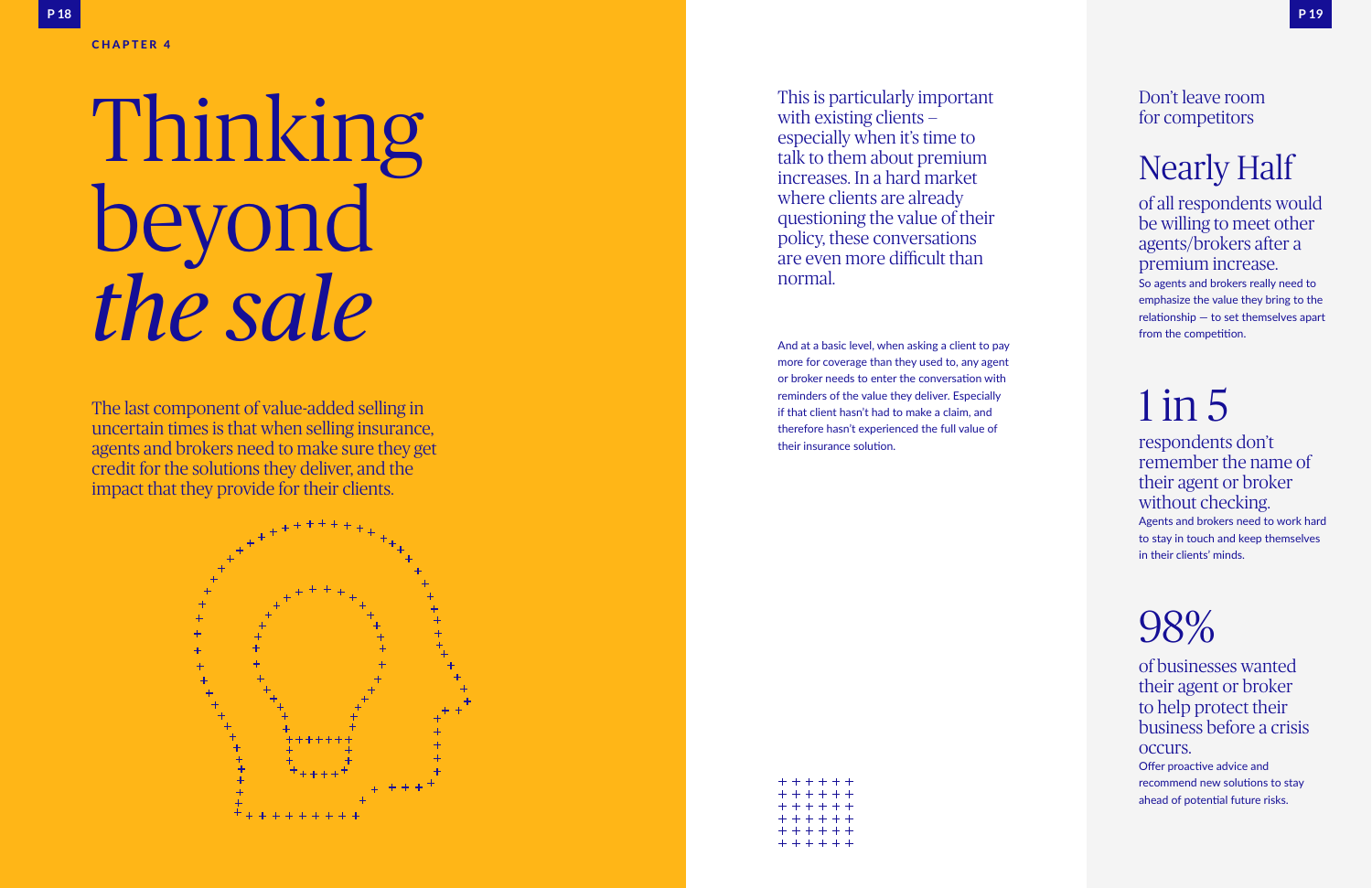CHAPTER 4

# Thinking beyond *the sale*

The last component of value-added selling in uncertain times is that when selling insurance, agents and brokers need to make sure they get credit for the solutions they deliver, and the impact that they provide for their clients.

This is particularly important with existing clients – especially when it's time to talk to them about premium increases. In a hard market where clients are already questioning the value of their policy, these conversations are even more difficult than normal.

And at a basic level, when asking a client to pay more for coverage than they used to, any agent or broker needs to enter the conversation with reminders of the value they deliver. Especially if that client hasn't had to make a claim, and therefore hasn't experienced the full value of their insurance solution.

Don't leave room for competitors

## Nearly Half

of all respondents would be willing to meet other agents/brokers after a premium increase.

So agents and brokers really need to emphasize the value they bring to the relationship — to set themselves apart from the competition.

## 1 in 5

respondents don't remember the name of their agent or broker without checking.

Agents and brokers need to work hard to stay in touch and keep themselves in their clients' minds.

## 98%

of businesses wanted their agent or broker to help protect their business before a crisis occurs.

Offer proactive advice and recommend new solutions to stay ahead of potential future risks.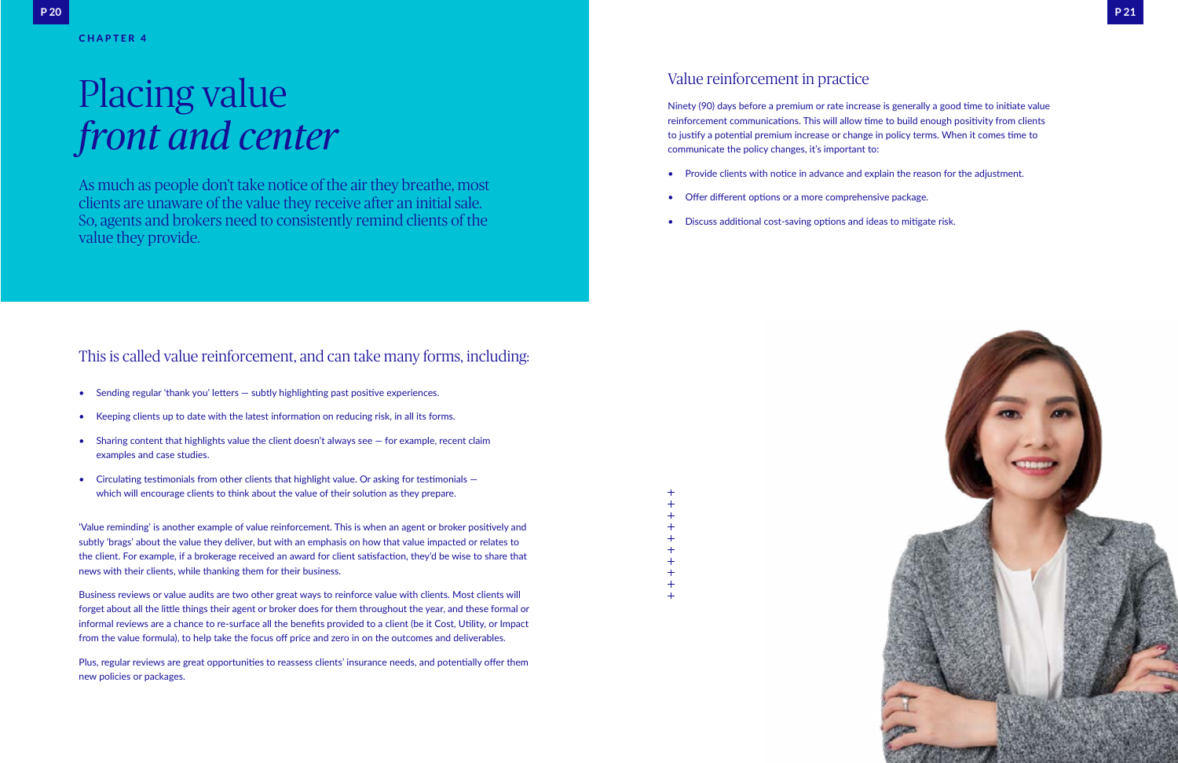CHAPTER 4

# Placing value *front and center*

As much as people don't take notice of the air they breathe, most clients are unaware of the value they receive after an initial sale. So, agents and brokers need to consistently remind clients of the value they provide.

## This is called value reinforcement, and can take many forms, including:

- Sending regular 'thank you' letters — subtly highlighting past positive experiences.
- Keeping clients up to date with the latest information on reducing risk, in all its forms.
- Sharing content that highlights value the client doesn't always see — for example, recent claim examples and case studies.
- Circulating testimonials from other clients that highlight value. Or asking for testimonials — which will encourage clients to think about the value of their solution as they prepare.

'Value reminding' is another example of value reinforcement. This is when an agent or broker positively and subtly 'brags' about the value they deliver, but with an emphasis on how that value impacted or relates to the client. For example, if a brokerage received an award for client satisfaction, they'd be wise to share that news with their clients, while thanking them for their business.

Business reviews or value audits are two other great ways to reinforce value with clients. Most clients will forget about all the little things their agent or broker does for them throughout the year, and these formal or informal reviews are a chance to re-surface all the benefits provided to a client (be it Cost, Utility, or Impact from the value formula), to help take the focus off price and zero in on the outcomes and deliverables.

Plus, regular reviews are great opportunities to reassess clients' insurance needs, and potentially offer them new policies or packages.

## Value reinforcement in practice

Ninety (90) days before a premium or rate increase is generally a good time to initiate value reinforcement communications. This will allow time to build enough positivity from clients to justify a potential premium increase or change in policy terms. When it comes time to communicate the policy changes, it's important to:

- Provide clients with notice in advance and explain the reason for the adjustment.
- Offer different options or a more comprehensive package.
- Discuss additional cost-saving options and ideas to mitigate risk.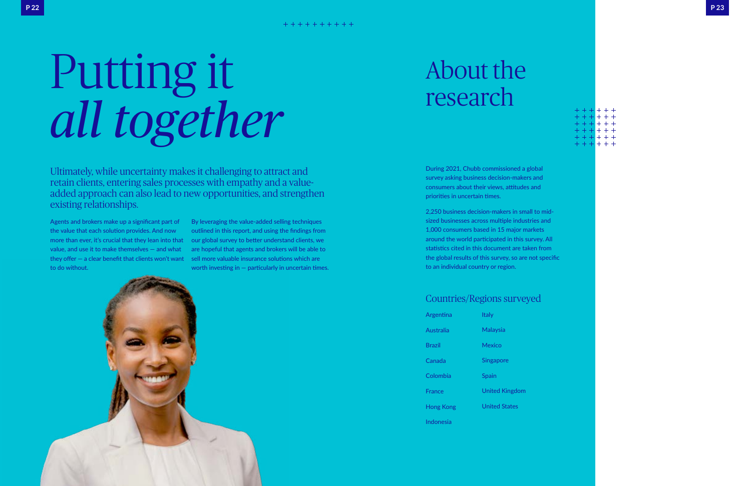# Putting it *all together*

Ultimately, while uncertainty makes it challenging to attract and retain clients, entering sales processes with empathy and a value-added approach can also lead to new opportunities, and strengthen existing relationships.

Agents and brokers make up a significant part of the value that each solution provides. And now more than ever, it's crucial that they lean into that value, and use it to make themselves — and what they offer — a clear benefit that clients won't want to do without.

By leveraging the value-added selling techniques outlined in this report, and using the findings from our global survey to better understand clients, we are hopeful that agents and brokers will be able to sell more valuable insurance solutions which are worth investing in — particularly in uncertain times.

# About the research

During 2021, Chubb commissioned a global survey asking business decision-makers and consumers about their views, attitudes and priorities in uncertain times.

2,250 business decision-makers in small to mid-sized businesses across multiple industries and 1,000 consumers based in 15 major markets around the world participated in this survey. All statistics cited in this document are taken from the global results of this survey, so are not specific to an individual country or region.

## Countries/Regions surveyed

- Argentina
- Australia
- Brazil
- Canada
- Colombia
- France
- Hong Kong
- Indonesia
- Italy
- Malaysia
- Mexico
- Singapore
- Spain
- United Kingdom
- United States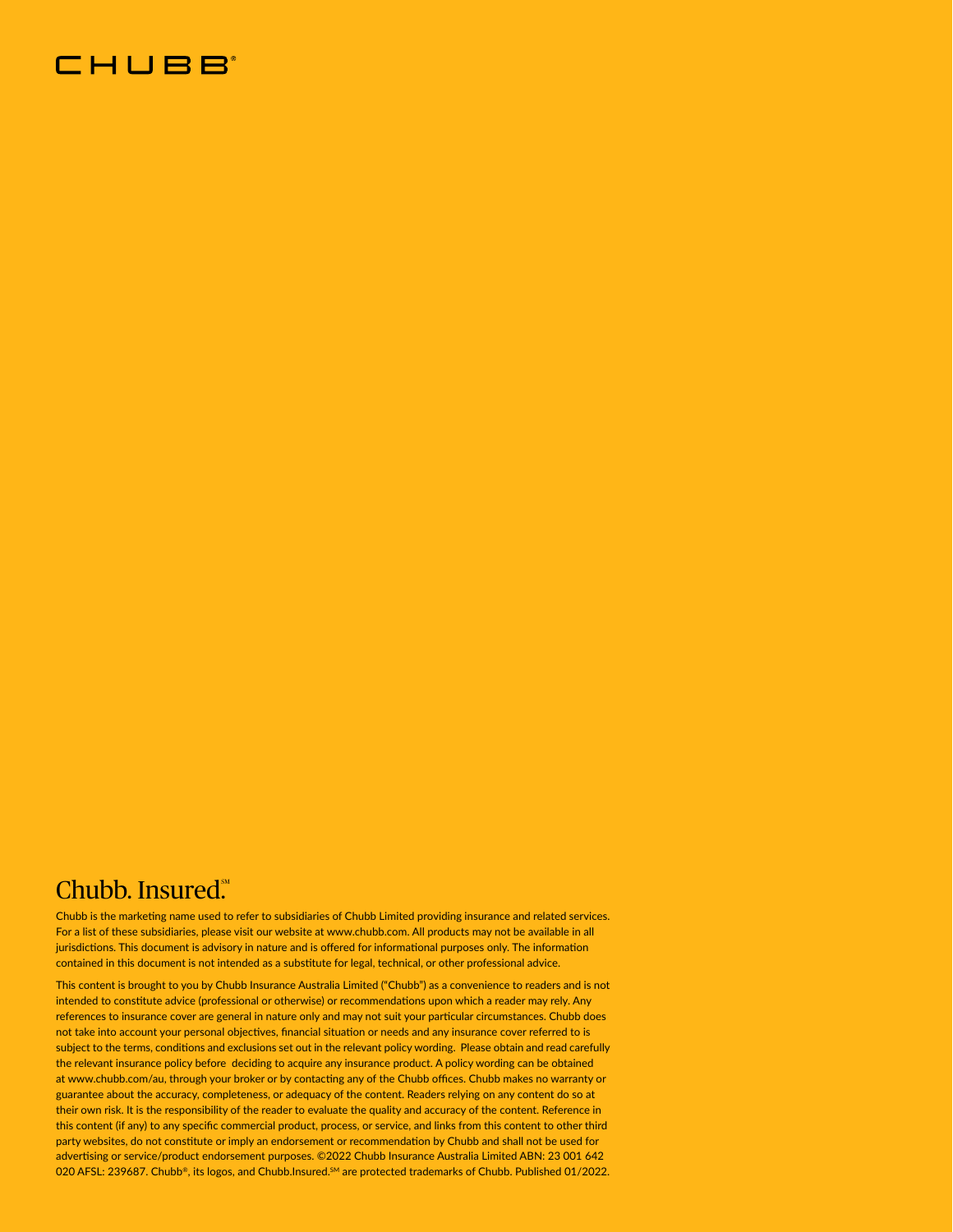CHUBB®

Chubb. Insured.℠

Chubb is the marketing name used to refer to subsidiaries of Chubb Limited providing insurance and related services. For a list of these subsidiaries, please visit our website at www.chubb.com. All products may not be available in all jurisdictions. This document is advisory in nature and is offered for informational purposes only. The information contained in this document is not intended as a substitute for legal, technical, or other professional advice.

This content is brought to you by Chubb Insurance Australia Limited ("Chubb") as a convenience to readers and is not intended to constitute advice (professional or otherwise) or recommendations upon which a reader may rely. Any references to insurance cover are general in nature only and may not suit your particular circumstances. Chubb does not take into account your personal objectives, financial situation or needs and any insurance cover referred to is subject to the terms, conditions and exclusions set out in the relevant policy wording. Please obtain and read carefully the relevant insurance policy before deciding to acquire any insurance product. A policy wording can be obtained at www.chubb.com/au, through your broker or by contacting any of the Chubb offices. Chubb makes no warranty or guarantee about the accuracy, completeness, or adequacy of the content. Readers relying on any content do so at their own risk. It is the responsibility of the reader to evaluate the quality and accuracy of the content. Reference in this content (if any) to any specific commercial product, process, or service, and links from this content to other third party websites, do not constitute or imply an endorsement or recommendation by Chubb and shall not be used for advertising or service/product endorsement purposes. ©2022 Chubb Insurance Australia Limited ABN: 23 001 642 020 AFSL: 239687. Chubb®, its logos, and Chubb.Insured.℠ are protected trademarks of Chubb. Published 01/2022.